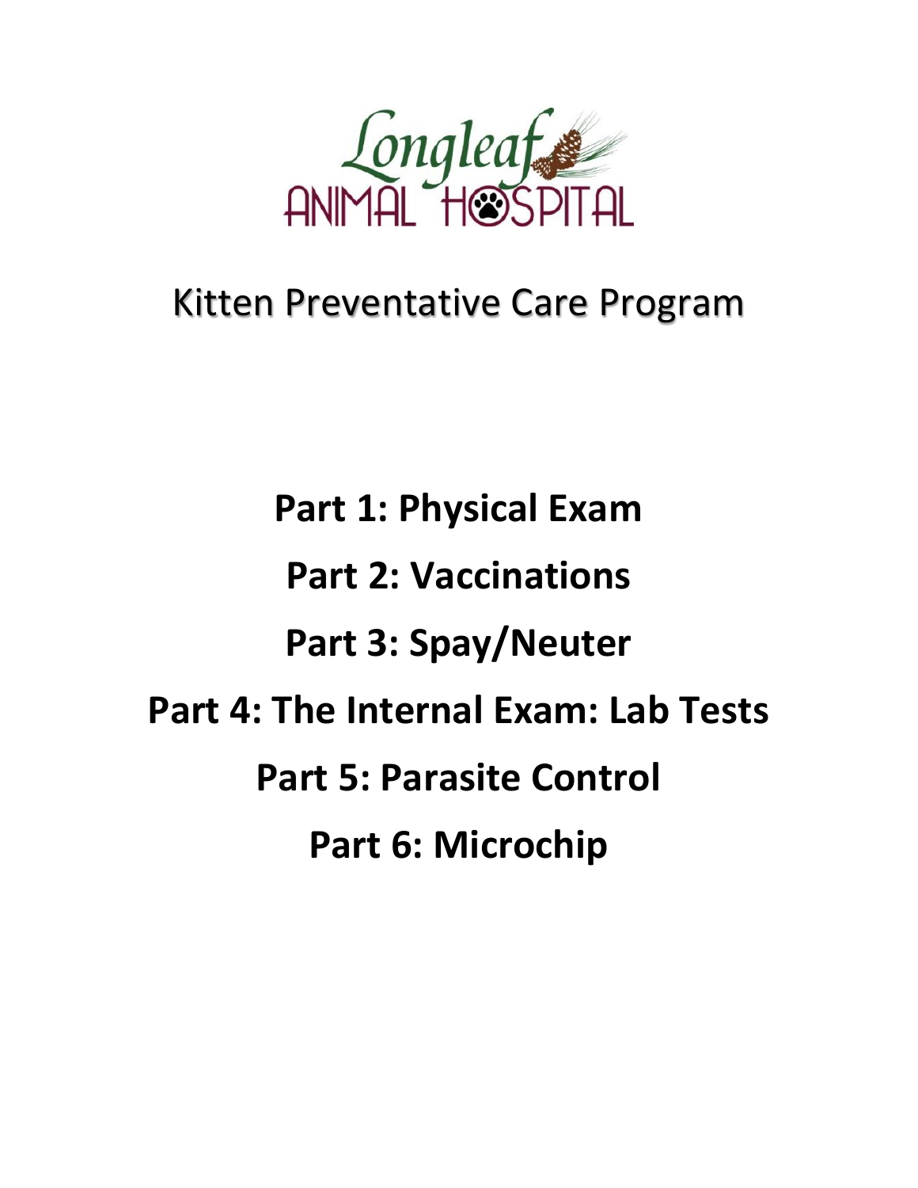Longleaf Animal Hospital

# Kitten Preventative Care Program

**Part 1: Physical Exam**

**Part 2: Vaccinations**

**Part 3: Spay/Neuter**

**Part 4: The Internal Exam: Lab Tests**

**Part 5: Parasite Control**

**Part 6: Microchip**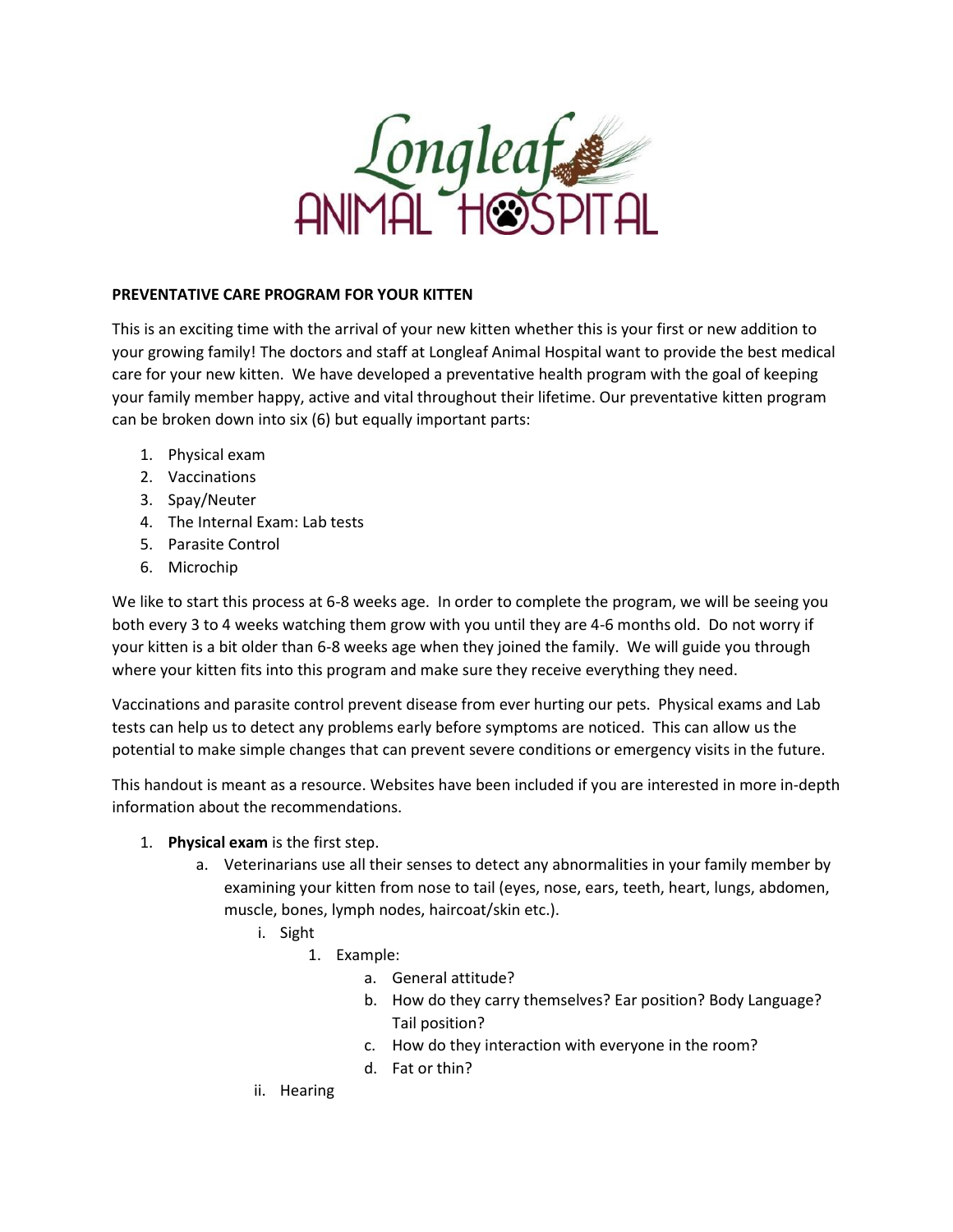Longleaf ANIMAL HOSPITAL

**PREVENTATIVE CARE PROGRAM FOR YOUR KITTEN**

This is an exciting time with the arrival of your new kitten whether this is your first or new addition to your growing family! The doctors and staff at Longleaf Animal Hospital want to provide the best medical care for your new kitten. We have developed a preventative health program with the goal of keeping your family member happy, active and vital throughout their lifetime. Our preventative kitten program can be broken down into six (6) but equally important parts:

1. Physical exam
2. Vaccinations
3. Spay/Neuter
4. The Internal Exam: Lab tests
5. Parasite Control
6. Microchip

We like to start this process at 6-8 weeks age. In order to complete the program, we will be seeing you both every 3 to 4 weeks watching them grow with you until they are 4-6 months old. Do not worry if your kitten is a bit older than 6-8 weeks age when they joined the family. We will guide you through where your kitten fits into this program and make sure they receive everything they need.

Vaccinations and parasite control prevent disease from ever hurting our pets. Physical exams and Lab tests can help us to detect any problems early before symptoms are noticed. This can allow us the potential to make simple changes that can prevent severe conditions or emergency visits in the future.

This handout is meant as a resource. Websites have been included if you are interested in more in-depth information about the recommendations.

1. **Physical exam** is the first step.
   a. Veterinarians use all their senses to detect any abnormalities in your family member by examining your kitten from nose to tail (eyes, nose, ears, teeth, heart, lungs, abdomen, muscle, bones, lymph nodes, haircoat/skin etc.).
      i. Sight
         1. Example:
            a. General attitude?
            b. How do they carry themselves? Ear position? Body Language? Tail position?
            c. How do they interaction with everyone in the room?
            d. Fat or thin?
      ii. Hearing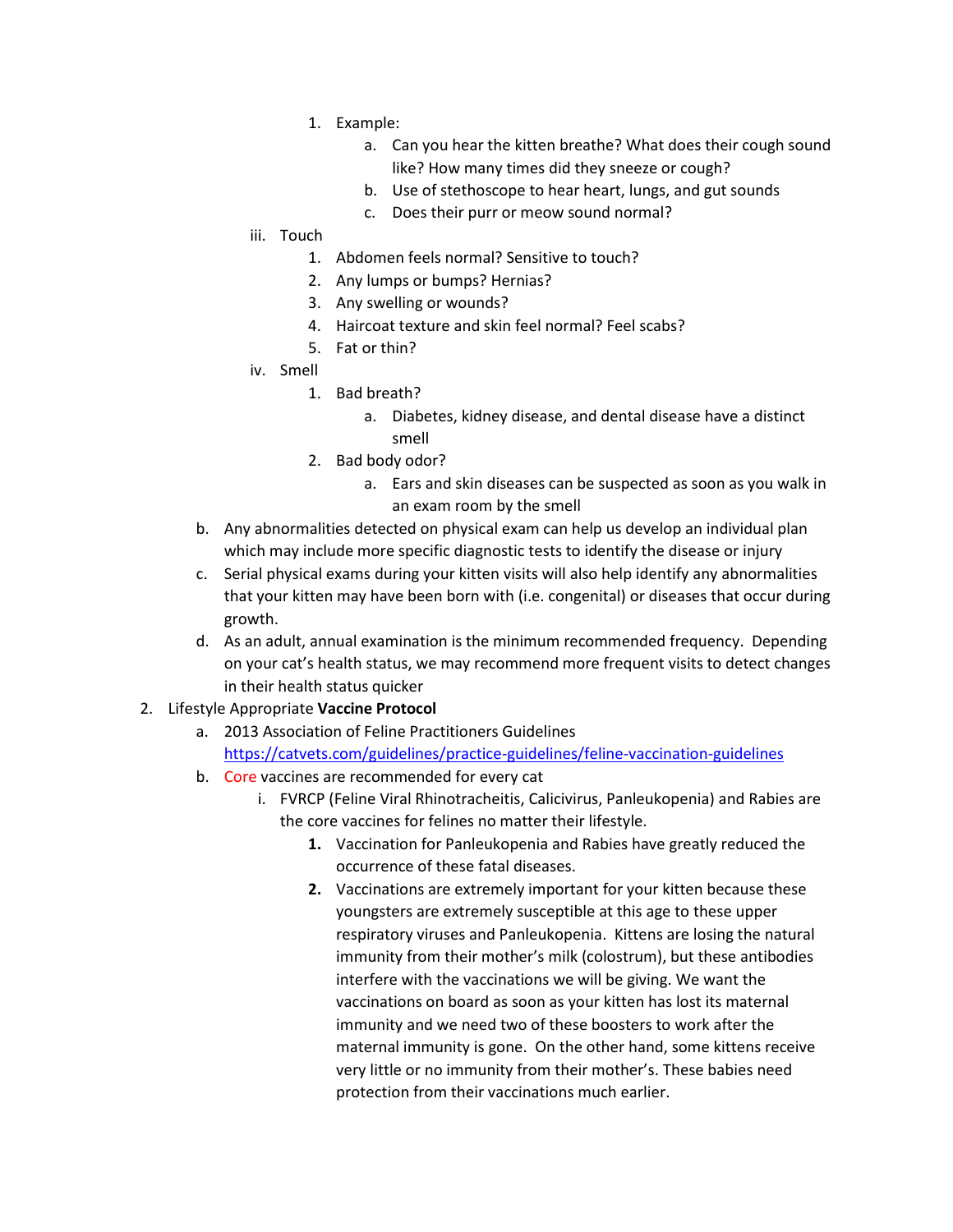1. Example:
    a. Can you hear the kitten breathe? What does their cough sound like? How many times did they sneeze or cough?
    b. Use of stethoscope to hear heart, lungs, and gut sounds
    c. Does their purr or meow sound normal?

iii. Touch
1. Abdomen feels normal? Sensitive to touch?
2. Any lumps or bumps? Hernias?
3. Any swelling or wounds?
4. Haircoat texture and skin feel normal? Feel scabs?
5. Fat or thin?

iv. Smell
1. Bad breath?
    a. Diabetes, kidney disease, and dental disease have a distinct smell
2. Bad body odor?
    a. Ears and skin diseases can be suspected as soon as you walk in an exam room by the smell

b. Any abnormalities detected on physical exam can help us develop an individual plan which may include more specific diagnostic tests to identify the disease or injury

c. Serial physical exams during your kitten visits will also help identify any abnormalities that your kitten may have been born with (i.e. congenital) or diseases that occur during growth.

d. As an adult, annual examination is the minimum recommended frequency. Depending on your cat's health status, we may recommend more frequent visits to detect changes in their health status quicker

2. Lifestyle Appropriate **Vaccine Protocol**
    a. 2013 Association of Feline Practitioners Guidelines https://catvets.com/guidelines/practice-guidelines/feline-vaccination-guidelines
    b. Core vaccines are recommended for every cat
        i. FVRCP (Feline Viral Rhinotracheitis, Calicivirus, Panleukopenia) and Rabies are the core vaccines for felines no matter their lifestyle.
            **1.** Vaccination for Panleukopenia and Rabies have greatly reduced the occurrence of these fatal diseases.
            **2.** Vaccinations are extremely important for your kitten because these youngsters are extremely susceptible at this age to these upper respiratory viruses and Panleukopenia. Kittens are losing the natural immunity from their mother's milk (colostrum), but these antibodies interfere with the vaccinations we will be giving. We want the vaccinations on board as soon as your kitten has lost its maternal immunity and we need two of these boosters to work after the maternal immunity is gone. On the other hand, some kittens receive very little or no immunity from their mother's. These babies need protection from their vaccinations much earlier.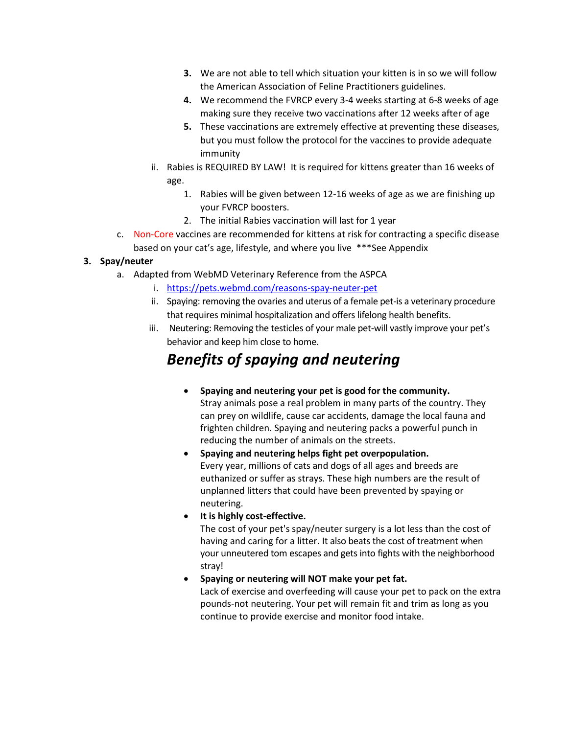3. We are not able to tell which situation your kitten is in so we will follow the American Association of Feline Practitioners guidelines.
4. We recommend the FVRCP every 3-4 weeks starting at 6-8 weeks of age making sure they receive two vaccinations after 12 weeks after of age
5. These vaccinations are extremely effective at preventing these diseases, but you must follow the protocol for the vaccines to provide adequate immunity

ii. Rabies is REQUIRED BY LAW! It is required for kittens greater than 16 weeks of age.

1. Rabies will be given between 12-16 weeks of age as we are finishing up your FVRCP boosters.
2. The initial Rabies vaccination will last for 1 year

c. Non-Core vaccines are recommended for kittens at risk for contracting a specific disease based on your cat's age, lifestyle, and where you live ***See Appendix

3. **Spay/neuter**

a. Adapted from WebMD Veterinary Reference from the ASPCA

i. [https://pets.webmd.com/reasons-spay-neuter-pet](https://pets.webmd.com/reasons-spay-neuter-pet)

ii. Spaying: removing the ovaries and uterus of a female pet-is a veterinary procedure that requires minimal hospitalization and offers lifelong health benefits.

iii. Neutering: Removing the testicles of your male pet-will vastly improve your pet's behavior and keep him close to home.

## *Benefits of spaying and neutering*

- **Spaying and neutering your pet is good for the community.**
  Stray animals pose a real problem in many parts of the country. They can prey on wildlife, cause car accidents, damage the local fauna and frighten children. Spaying and neutering packs a powerful punch in reducing the number of animals on the streets.
- **Spaying and neutering helps fight pet overpopulation.**
  Every year, millions of cats and dogs of all ages and breeds are euthanized or suffer as strays. These high numbers are the result of unplanned litters that could have been prevented by spaying or neutering.
- **It is highly cost-effective.**
  The cost of your pet's spay/neuter surgery is a lot less than the cost of having and caring for a litter. It also beats the cost of treatment when your unneutered tom escapes and gets into fights with the neighborhood stray!
- **Spaying or neutering will NOT make your pet fat.**
  Lack of exercise and overfeeding will cause your pet to pack on the extra pounds-not neutering. Your pet will remain fit and trim as long as you continue to provide exercise and monitor food intake.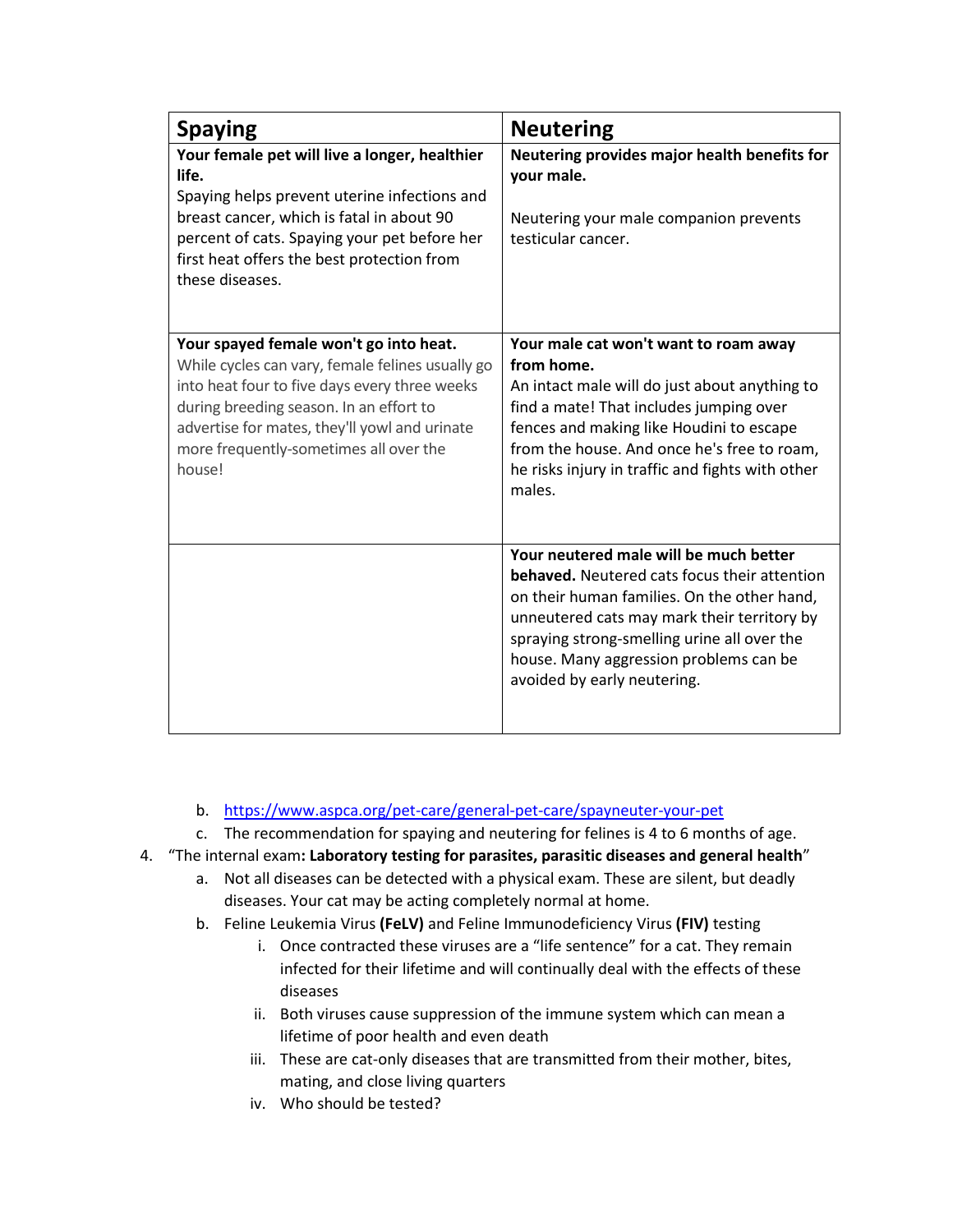| Spaying | Neutering |
|---|---|
| **Your female pet will live a longer, healthier life.** Spaying helps prevent uterine infections and breast cancer, which is fatal in about 90 percent of cats. Spaying your pet before her first heat offers the best protection from these diseases. | **Neutering provides major health benefits for your male.** Neutering your male companion prevents testicular cancer. |
| **Your spayed female won't go into heat.** While cycles can vary, female felines usually go into heat four to five days every three weeks during breeding season. In an effort to advertise for mates, they'll yowl and urinate more frequently-sometimes all over the house! | **Your male cat won't want to roam away from home.** An intact male will do just about anything to find a mate! That includes jumping over fences and making like Houdini to escape from the house. And once he's free to roam, he risks injury in traffic and fights with other males. |
| | **Your neutered male will be much better behaved.** Neutered cats focus their attention on their human families. On the other hand, unneutered cats may mark their territory by spraying strong-smelling urine all over the house. Many aggression problems can be avoided by early neutering. |

   b. https://www.aspca.org/pet-care/general-pet-care/spayneuter-your-pet
   c. The recommendation for spaying and neutering for felines is 4 to 6 months of age.

4. "The internal exam**: Laboratory testing for parasites, parasitic diseases and general health**"
   a. Not all diseases can be detected with a physical exam. These are silent, but deadly diseases. Your cat may be acting completely normal at home.
   b. Feline Leukemia Virus **(FeLV)** and Feline Immunodeficiency Virus **(FIV)** testing
      i. Once contracted these viruses are a "life sentence" for a cat. They remain infected for their lifetime and will continually deal with the effects of these diseases
      ii. Both viruses cause suppression of the immune system which can mean a lifetime of poor health and even death
      iii. These are cat-only diseases that are transmitted from their mother, bites, mating, and close living quarters
      iv. Who should be tested?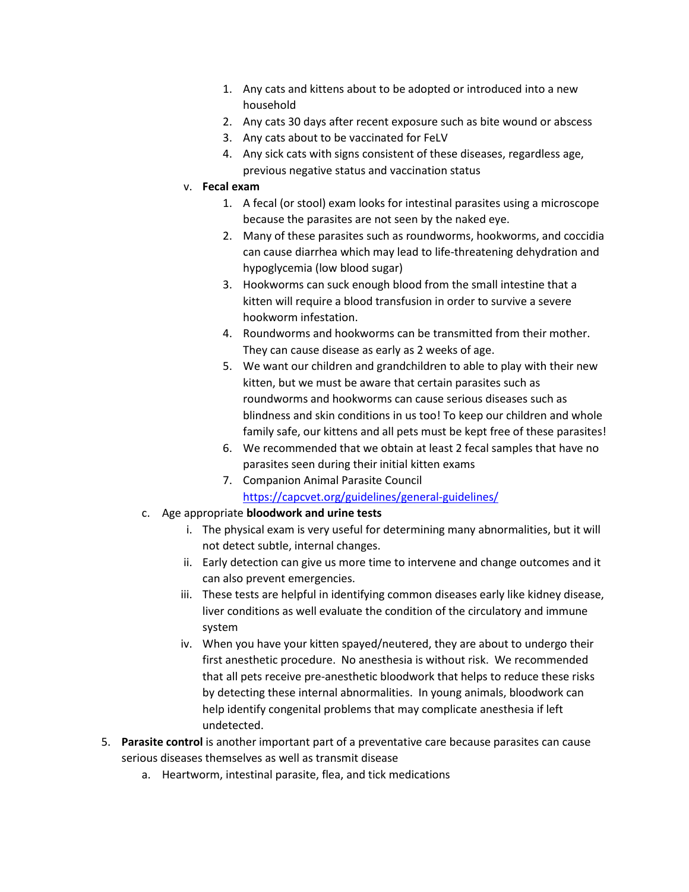1. Any cats and kittens about to be adopted or introduced into a new household
            2. Any cats 30 days after recent exposure such as bite wound or abscess
            3. Any cats about to be vaccinated for FeLV
            4. Any sick cats with signs consistent of these diseases, regardless age, previous negative status and vaccination status
        v. **Fecal exam**
            1. A fecal (or stool) exam looks for intestinal parasites using a microscope because the parasites are not seen by the naked eye.
            2. Many of these parasites such as roundworms, hookworms, and coccidia can cause diarrhea which may lead to life-threatening dehydration and hypoglycemia (low blood sugar)
            3. Hookworms can suck enough blood from the small intestine that a kitten will require a blood transfusion in order to survive a severe hookworm infestation.
            4. Roundworms and hookworms can be transmitted from their mother. They can cause disease as early as 2 weeks of age.
            5. We want our children and grandchildren to able to play with their new kitten, but we must be aware that certain parasites such as roundworms and hookworms can cause serious diseases such as blindness and skin conditions in us too! To keep our children and whole family safe, our kittens and all pets must be kept free of these parasites!
            6. We recommended that we obtain at least 2 fecal samples that have no parasites seen during their initial kitten exams
            7. Companion Animal Parasite Council https://capcvet.org/guidelines/general-guidelines/
    c. Age appropriate **bloodwork and urine tests**
        i. The physical exam is very useful for determining many abnormalities, but it will not detect subtle, internal changes.
        ii. Early detection can give us more time to intervene and change outcomes and it can also prevent emergencies.
        iii. These tests are helpful in identifying common diseases early like kidney disease, liver conditions as well evaluate the condition of the circulatory and immune system
        iv. When you have your kitten spayed/neutered, they are about to undergo their first anesthetic procedure. No anesthesia is without risk. We recommended that all pets receive pre-anesthetic bloodwork that helps to reduce these risks by detecting these internal abnormalities. In young animals, bloodwork can help identify congenital problems that may complicate anesthesia if left undetected.

5. **Parasite control** is another important part of a preventative care because parasites can cause serious diseases themselves as well as transmit disease
    a. Heartworm, intestinal parasite, flea, and tick medications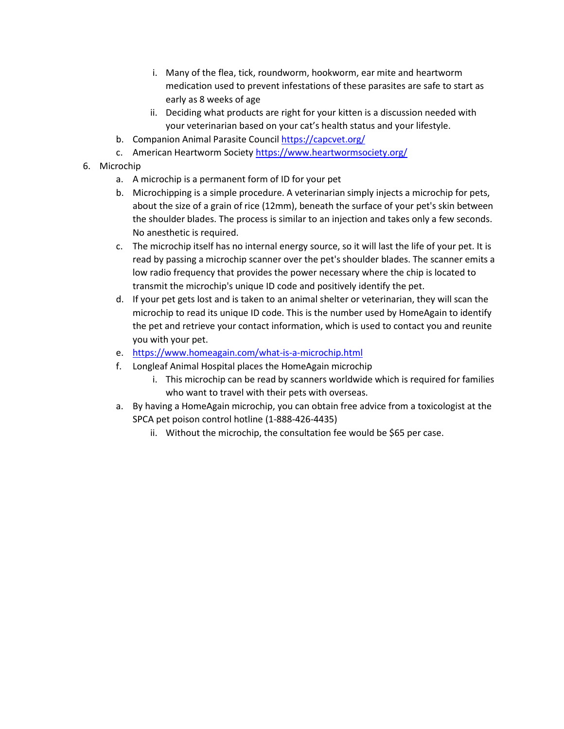i. Many of the flea, tick, roundworm, hookworm, ear mite and heartworm medication used to prevent infestations of these parasites are safe to start as early as 8 weeks of age
        ii. Deciding what products are right for your kitten is a discussion needed with your veterinarian based on your cat's health status and your lifestyle.
    b. Companion Animal Parasite Council https://capcvet.org/
    c. American Heartworm Society https://www.heartwormsociety.org/

6. Microchip
    a. A microchip is a permanent form of ID for your pet
    b. Microchipping is a simple procedure. A veterinarian simply injects a microchip for pets, about the size of a grain of rice (12mm), beneath the surface of your pet's skin between the shoulder blades. The process is similar to an injection and takes only a few seconds. No anesthetic is required.
    c. The microchip itself has no internal energy source, so it will last the life of your pet. It is read by passing a microchip scanner over the pet's shoulder blades. The scanner emits a low radio frequency that provides the power necessary where the chip is located to transmit the microchip's unique ID code and positively identify the pet.
    d. If your pet gets lost and is taken to an animal shelter or veterinarian, they will scan the microchip to read its unique ID code. This is the number used by HomeAgain to identify the pet and retrieve your contact information, which is used to contact you and reunite you with your pet.
    e. https://www.homeagain.com/what-is-a-microchip.html
    f. Longleaf Animal Hospital places the HomeAgain microchip
        i. This microchip can be read by scanners worldwide which is required for families who want to travel with their pets with overseas.
    a. By having a HomeAgain microchip, you can obtain free advice from a toxicologist at the SPCA pet poison control hotline (1-888-426-4435)
        ii. Without the microchip, the consultation fee would be $65 per case.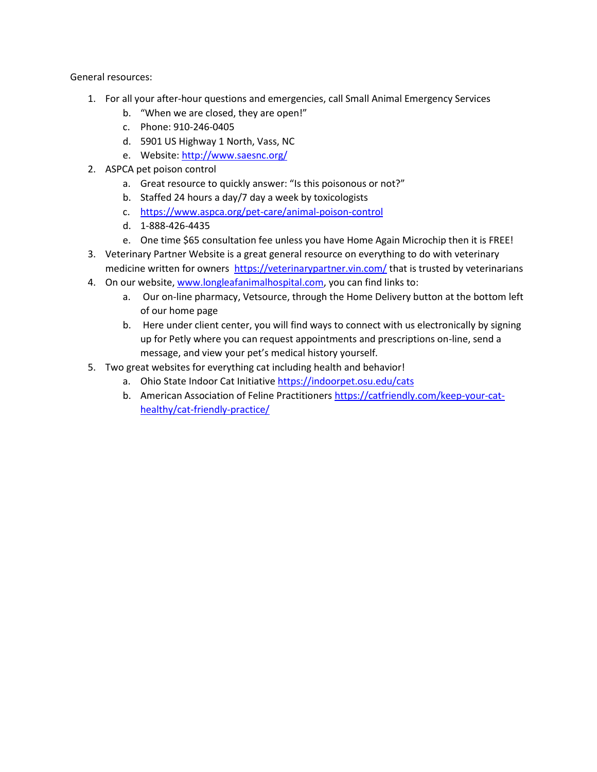General resources:

1. For all your after-hour questions and emergencies, call Small Animal Emergency Services
   b. "When we are closed, they are open!"
   c. Phone: 910-246-0405
   d. 5901 US Highway 1 North, Vass, NC
   e. Website: http://www.saesnc.org/
2. ASPCA pet poison control
   a. Great resource to quickly answer: "Is this poisonous or not?"
   b. Staffed 24 hours a day/7 day a week by toxicologists
   c. https://www.aspca.org/pet-care/animal-poison-control
   d. 1-888-426-4435
   e. One time $65 consultation fee unless you have Home Again Microchip then it is FREE!
3. Veterinary Partner Website is a great general resource on everything to do with veterinary medicine written for owners https://veterinarypartner.vin.com/ that is trusted by veterinarians
4. On our website, www.longleafanimalhospital.com, you can find links to:
   a. Our on-line pharmacy, Vetsource, through the Home Delivery button at the bottom left of our home page
   b. Here under client center, you will find ways to connect with us electronically by signing up for Petly where you can request appointments and prescriptions on-line, send a message, and view your pet's medical history yourself.
5. Two great websites for everything cat including health and behavior!
   a. Ohio State Indoor Cat Initiative https://indoorpet.osu.edu/cats
   b. American Association of Feline Practitioners https://catfriendly.com/keep-your-cat-healthy/cat-friendly-practice/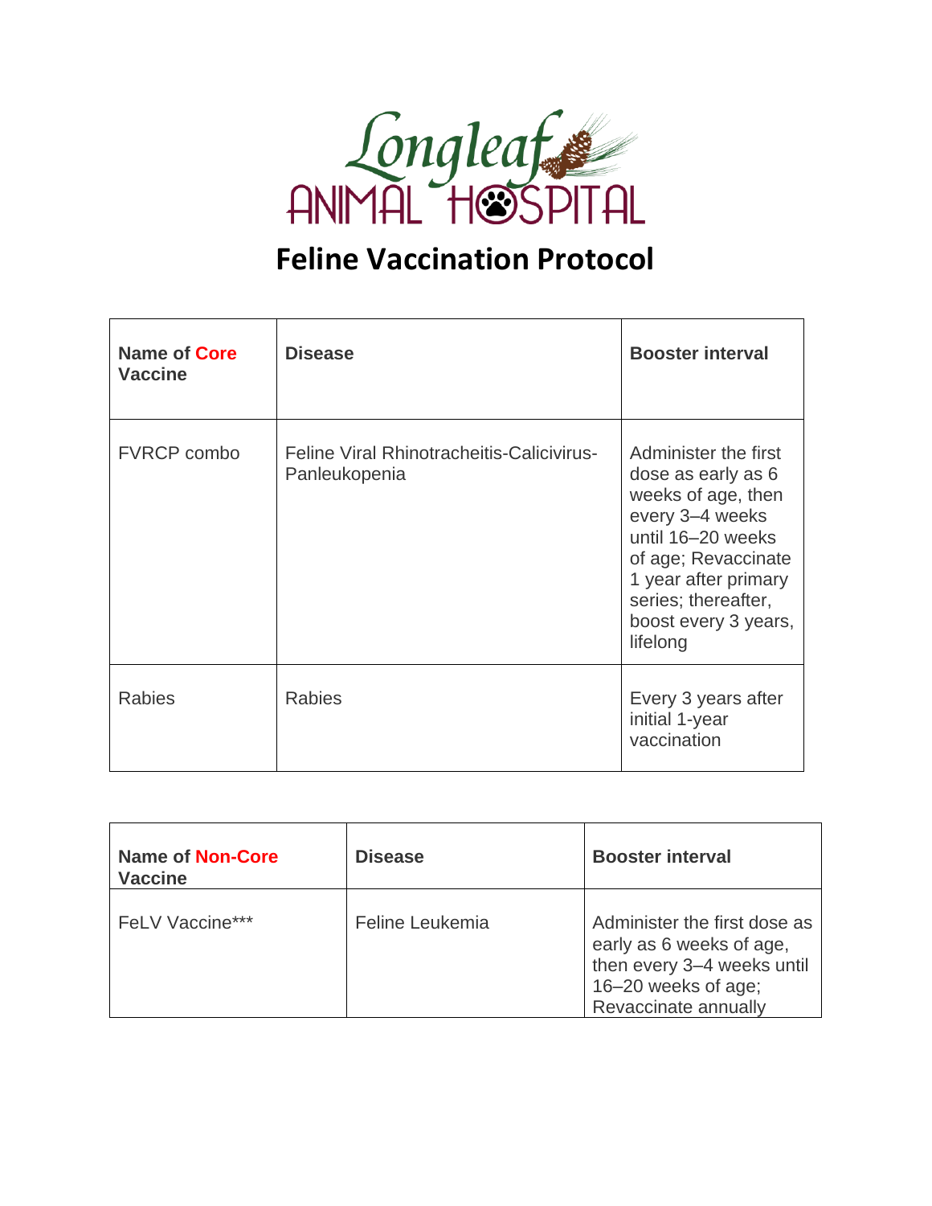Longleaf ANIMAL HOSPITAL

# Feline Vaccination Protocol

| Name of Core Vaccine | Disease | Booster interval |
|---|---|---|
| FVRCP combo | Feline Viral Rhinotracheitis-Calicivirus-Panleukopenia | Administer the first dose as early as 6 weeks of age, then every 3–4 weeks until 16–20 weeks of age; Revaccinate 1 year after primary series; thereafter, boost every 3 years, lifelong |
| Rabies | Rabies | Every 3 years after initial 1-year vaccination |

| Name of Non-Core Vaccine | Disease | Booster interval |
|---|---|---|
| FeLV Vaccine*** | Feline Leukemia | Administer the first dose as early as 6 weeks of age, then every 3–4 weeks until 16–20 weeks of age; Revaccinate annually |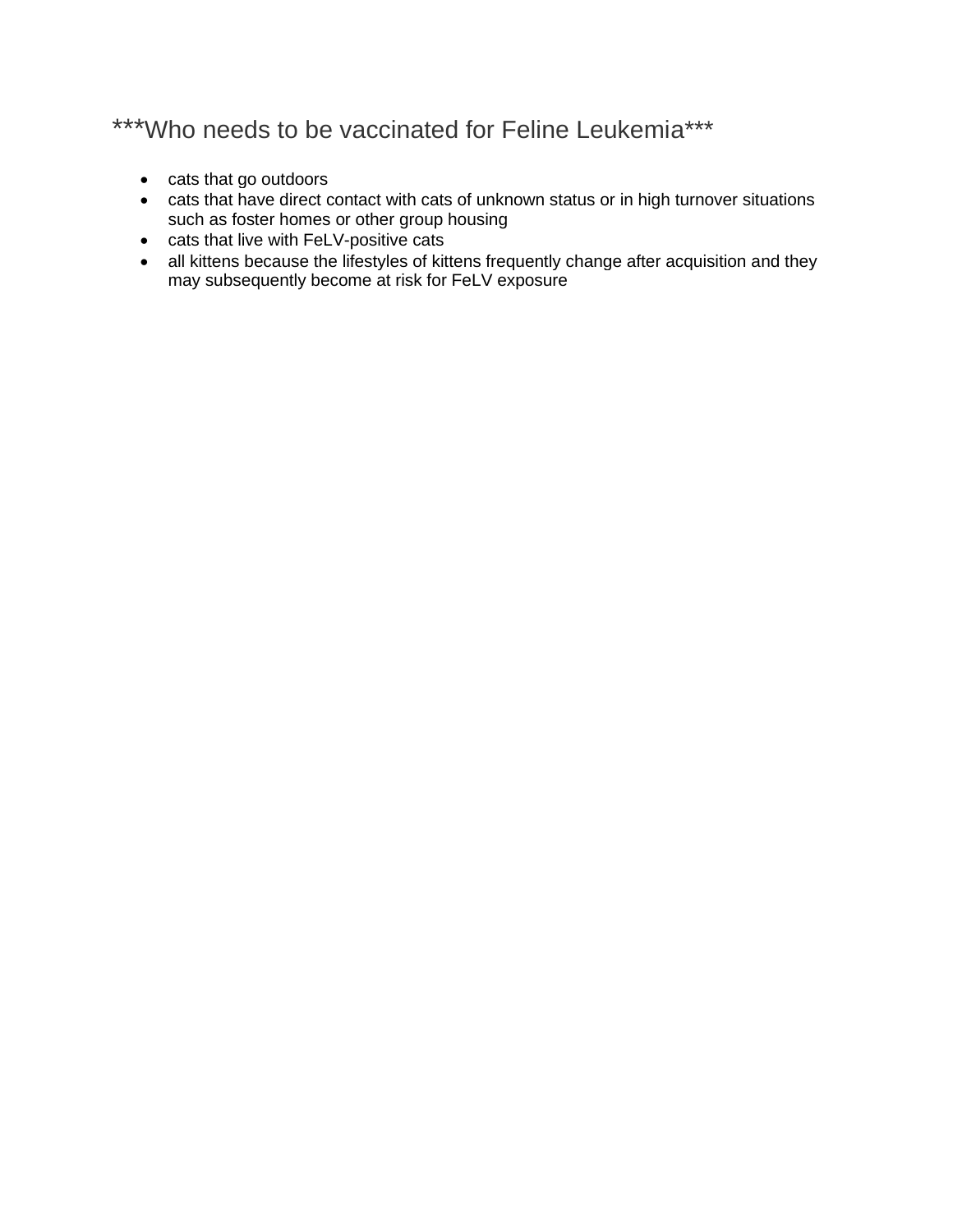## ***Who needs to be vaccinated for Feline Leukemia***

- cats that go outdoors
- cats that have direct contact with cats of unknown status or in high turnover situations such as foster homes or other group housing
- cats that live with FeLV-positive cats
- all kittens because the lifestyles of kittens frequently change after acquisition and they may subsequently become at risk for FeLV exposure